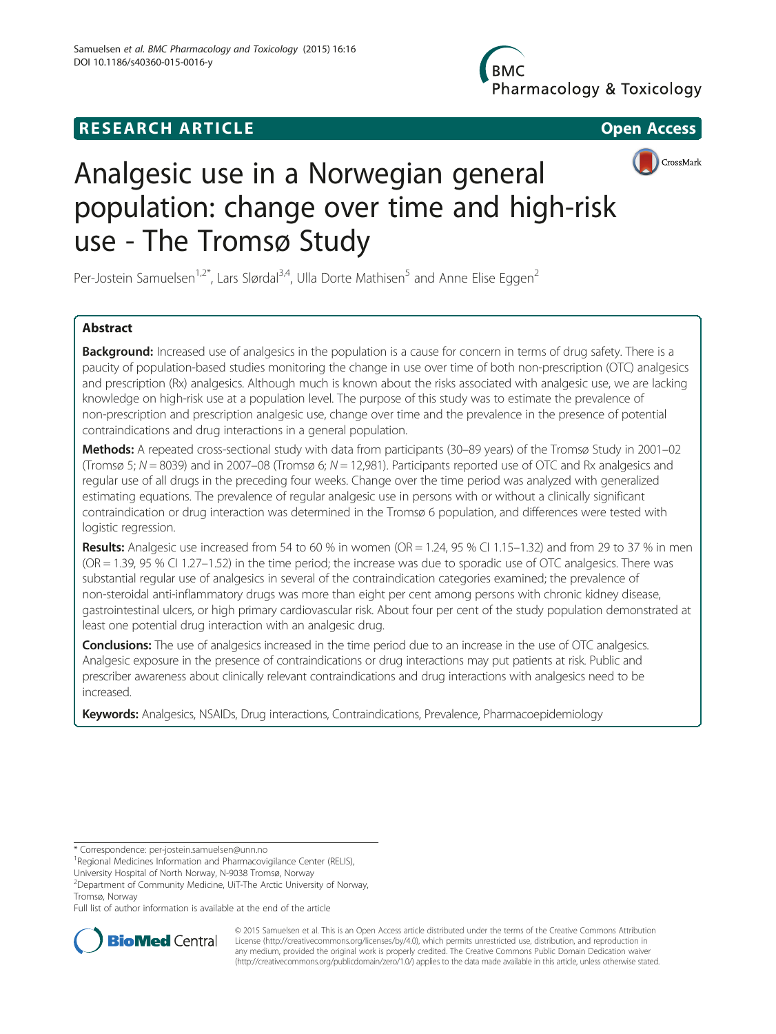RESEARCH ARTICLE

Open Access

# Analgesic use in a Norwegian general population: change over time and high-risk use - The Tromsø Study

Per-Jostein Samuelsen[1,2*], Lars Slørdal[3,4], Ulla Dorte Mathisen[5] and Anne Elise Eggen[2]

## Abstract

**Background:** Increased use of analgesics in the population is a cause for concern in terms of drug safety. There is a paucity of population-based studies monitoring the change in use over time of both non-prescription (OTC) analgesics and prescription (Rx) analgesics. Although much is known about the risks associated with analgesic use, we are lacking knowledge on high-risk use at a population level. The purpose of this study was to estimate the prevalence of non-prescription and prescription analgesic use, change over time and the prevalence in the presence of potential contraindications and drug interactions in a general population.

**Methods:** A repeated cross-sectional study with data from participants (30–89 years) of the Tromsø Study in 2001–02 (Tromsø 5; *N* = 8039) and in 2007–08 (Tromsø 6; *N* = 12,981). Participants reported use of OTC and Rx analgesics and regular use of all drugs in the preceding four weeks. Change over the time period was analyzed with generalized estimating equations. The prevalence of regular analgesic use in persons with or without a clinically significant contraindication or drug interaction was determined in the Tromsø 6 population, and differences were tested with logistic regression.

**Results:** Analgesic use increased from 54 to 60 % in women (OR = 1.24, 95 % CI 1.15–1.32) and from 29 to 37 % in men (OR = 1.39, 95 % CI 1.27–1.52) in the time period; the increase was due to sporadic use of OTC analgesics. There was substantial regular use of analgesics in several of the contraindication categories examined; the prevalence of non-steroidal anti-inflammatory drugs was more than eight per cent among persons with chronic kidney disease, gastrointestinal ulcers, or high primary cardiovascular risk. About four per cent of the study population demonstrated at least one potential drug interaction with an analgesic drug.

**Conclusions:** The use of analgesics increased in the time period due to an increase in the use of OTC analgesics. Analgesic exposure in the presence of contraindications or drug interactions may put patients at risk. Public and prescriber awareness about clinically relevant contraindications and drug interactions with analgesics need to be increased.

**Keywords:** Analgesics, NSAIDs, Drug interactions, Contraindications, Prevalence, Pharmacoepidemiology

---

\* Correspondence: per-jostein.samuelsen@unn.no

[1]Regional Medicines Information and Pharmacovigilance Center (RELIS), University Hospital of North Norway, N-9038 Tromsø, Norway

[2]Department of Community Medicine, UiT-The Arctic University of Norway, Tromsø, Norway

Full list of author information is available at the end of the article

© 2015 Samuelsen et al. This is an Open Access article distributed under the terms of the Creative Commons Attribution License (http://creativecommons.org/licenses/by/4.0), which permits unrestricted use, distribution, and reproduction in any medium, provided the original work is properly credited. The Creative Commons Public Domain Dedication waiver (http://creativecommons.org/publicdomain/zero/1.0/) applies to the data made available in this article, unless otherwise stated.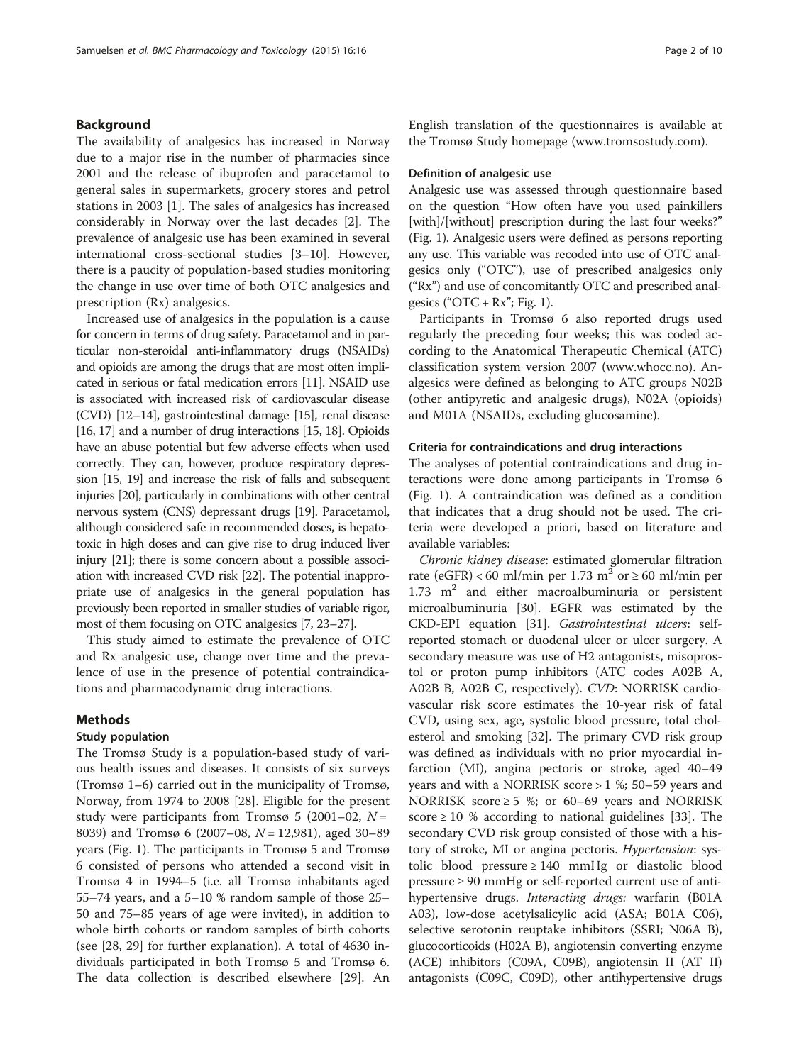## Background

The availability of analgesics has increased in Norway due to a major rise in the number of pharmacies since 2001 and the release of ibuprofen and paracetamol to general sales in supermarkets, grocery stores and petrol stations in 2003 [1]. The sales of analgesics has increased considerably in Norway over the last decades [2]. The prevalence of analgesic use has been examined in several international cross-sectional studies [3–10]. However, there is a paucity of population-based studies monitoring the change in use over time of both OTC analgesics and prescription (Rx) analgesics.

Increased use of analgesics in the population is a cause for concern in terms of drug safety. Paracetamol and in particular non-steroidal anti-inflammatory drugs (NSAIDs) and opioids are among the drugs that are most often implicated in serious or fatal medication errors [11]. NSAID use is associated with increased risk of cardiovascular disease (CVD) [12–14], gastrointestinal damage [15], renal disease [16, 17] and a number of drug interactions [15, 18]. Opioids have an abuse potential but few adverse effects when used correctly. They can, however, produce respiratory depression [15, 19] and increase the risk of falls and subsequent injuries [20], particularly in combinations with other central nervous system (CNS) depressant drugs [19]. Paracetamol, although considered safe in recommended doses, is hepatotoxic in high doses and can give rise to drug induced liver injury [21]; there is some concern about a possible association with increased CVD risk [22]. The potential inappropriate use of analgesics in the general population has previously been reported in smaller studies of variable rigor, most of them focusing on OTC analgesics [7, 23–27].

This study aimed to estimate the prevalence of OTC and Rx analgesic use, change over time and the prevalence of use in the presence of potential contraindications and pharmacodynamic drug interactions.

## Methods

### Study population

The Tromsø Study is a population-based study of various health issues and diseases. It consists of six surveys (Tromsø 1–6) carried out in the municipality of Tromsø, Norway, from 1974 to 2008 [28]. Eligible for the present study were participants from Tromsø 5 (2001–02, *N* = 8039) and Tromsø 6 (2007–08, *N* = 12,981), aged 30–89 years (Fig. 1). The participants in Tromsø 5 and Tromsø 6 consisted of persons who attended a second visit in Tromsø 4 in 1994–5 (i.e. all Tromsø inhabitants aged 55–74 years, and a 5–10 % random sample of those 25–50 and 75–85 years of age were invited), in addition to whole birth cohorts or random samples of birth cohorts (see [28, 29] for further explanation). A total of 4630 individuals participated in both Tromsø 5 and Tromsø 6. The data collection is described elsewhere [29]. An English translation of the questionnaires is available at the Tromsø Study homepage (www.tromsostudy.com).

### Definition of analgesic use

Analgesic use was assessed through questionnaire based on the question "How often have you used painkillers [with]/[without] prescription during the last four weeks?" (Fig. 1). Analgesic users were defined as persons reporting any use. This variable was recoded into use of OTC analgesics only ("OTC"), use of prescribed analgesics only ("Rx") and use of concomitantly OTC and prescribed analgesics ("OTC + Rx"; Fig. 1).

Participants in Tromsø 6 also reported drugs used regularly the preceding four weeks; this was coded according to the Anatomical Therapeutic Chemical (ATC) classification system version 2007 (www.whocc.no). Analgesics were defined as belonging to ATC groups N02B (other antipyretic and analgesic drugs), N02A (opioids) and M01A (NSAIDs, excluding glucosamine).

### Criteria for contraindications and drug interactions

The analyses of potential contraindications and drug interactions were done among participants in Tromsø 6 (Fig. 1). A contraindication was defined as a condition that indicates that a drug should not be used. The criteria were developed a priori, based on literature and available variables:

*Chronic kidney disease*: estimated glomerular filtration rate (eGFR) < 60 ml/min per 1.73 $m^2$ or ≥ 60 ml/min per 1.73 $m^2$ and either macroalbuminuria or persistent microalbuminuria [30]. EGFR was estimated by the CKD-EPI equation [31]. *Gastrointestinal ulcers*: self-reported stomach or duodenal ulcer or ulcer surgery. A secondary measure was use of H2 antagonists, misoprostol or proton pump inhibitors (ATC codes A02B A, A02B B, A02B C, respectively). *CVD*: NORRISK cardiovascular risk score estimates the 10-year risk of fatal CVD, using sex, age, systolic blood pressure, total cholesterol and smoking [32]. The primary CVD risk group was defined as individuals with no prior myocardial infarction (MI), angina pectoris or stroke, aged 40–49 years and with a NORRISK score > 1 %; 50–59 years and NORRISK score ≥ 5 %; or 60–69 years and NORRISK score ≥ 10 % according to national guidelines [33]. The secondary CVD risk group consisted of those with a history of stroke, MI or angina pectoris. *Hypertension*: systolic blood pressure ≥ 140 mmHg or diastolic blood pressure ≥ 90 mmHg or self-reported current use of antihypertensive drugs. *Interacting drugs:* warfarin (B01A A03), low-dose acetylsalicylic acid (ASA; B01A C06), selective serotonin reuptake inhibitors (SSRI; N06A B), glucocorticoids (H02A B), angiotensin converting enzyme (ACE) inhibitors (C09A, C09B), angiotensin II (AT II) antagonists (C09C, C09D), other antihypertensive drugs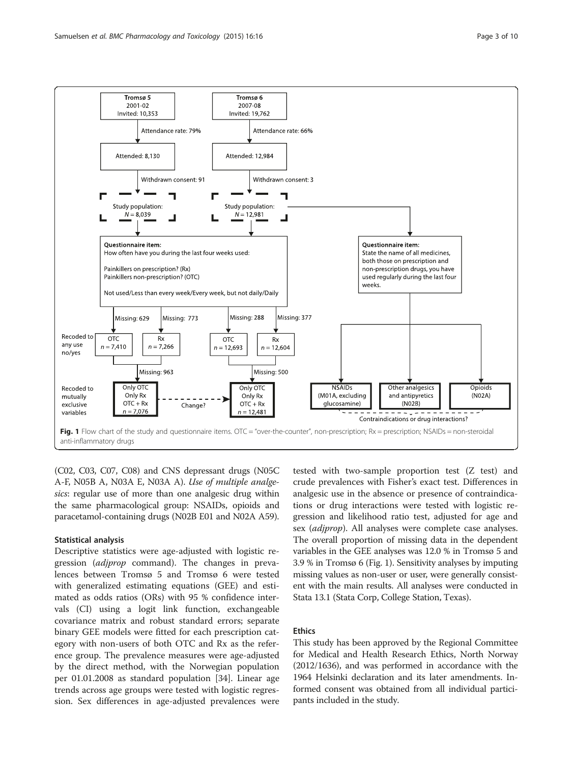**Fig. 1** Flow chart of the study and questionnaire items. OTC = "over-the-counter", non-prescription; Rx = prescription; NSAIDs = non-steroidal anti-inflammatory drugs

(C02, C03, C07, C08) and CNS depressant drugs (N05C A-F, N05B A, N03A E, N03A A). *Use of multiple analgesics*: regular use of more than one analgesic drug within the same pharmacological group: NSAIDs, opioids and paracetamol-containing drugs (N02B E01 and N02A A59).

### Statistical analysis

Descriptive statistics were age-adjusted with logistic regression (*adjprop* command). The changes in prevalences between Tromsø 5 and Tromsø 6 were tested with generalized estimating equations (GEE) and estimated as odds ratios (ORs) with 95 % confidence intervals (CI) using a logit link function, exchangeable covariance matrix and robust standard errors; separate binary GEE models were fitted for each prescription category with non-users of both OTC and Rx as the reference group. The prevalence measures were age-adjusted by the direct method, with the Norwegian population per 01.01.2008 as standard population [34]. Linear age trends across age groups were tested with logistic regression. Sex differences in age-adjusted prevalences were tested with two-sample proportion test (Z test) and crude prevalences with Fisher's exact test. Differences in analgesic use in the absence or presence of contraindications or drug interactions were tested with logistic regression and likelihood ratio test, adjusted for age and sex (*adjprop*). All analyses were complete case analyses. The overall proportion of missing data in the dependent variables in the GEE analyses was 12.0 % in Tromsø 5 and 3.9 % in Tromsø 6 (Fig. 1). Sensitivity analyses by imputing missing values as non-user or user, were generally consistent with the main results. All analyses were conducted in Stata 13.1 (Stata Corp, College Station, Texas).

### Ethics

This study has been approved by the Regional Committee for Medical and Health Research Ethics, North Norway (2012/1636), and was performed in accordance with the 1964 Helsinki declaration and its later amendments. Informed consent was obtained from all individual participants included in the study.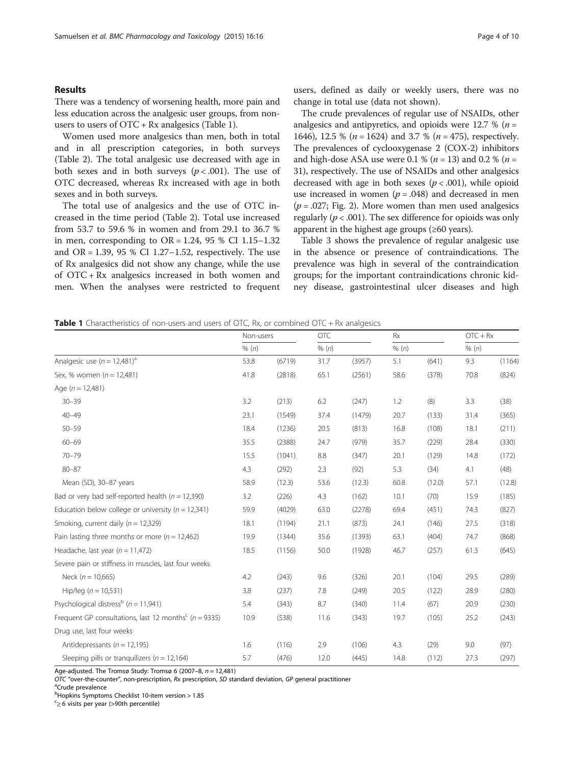## Results

There was a tendency of worsening health, more pain and less education across the analgesic user groups, from non-users to users of OTC + Rx analgesics (Table 1).

Women used more analgesics than men, both in total and in all prescription categories, in both surveys (Table 2). The total analgesic use decreased with age in both sexes and in both surveys ($p < .001$). The use of OTC decreased, whereas Rx increased with age in both sexes and in both surveys.

The total use of analgesics and the use of OTC increased in the time period (Table 2). Total use increased from 53.7 to 59.6 % in women and from 29.1 to 36.7 % in men, corresponding to OR = 1.24, 95 % CI 1.15–1.32 and OR = 1.39, 95 % CI 1.27–1.52, respectively. The use of Rx analgesics did not show any change, while the use of OTC + Rx analgesics increased in both women and men. When the analyses were restricted to frequent users, defined as daily or weekly users, there was no change in total use (data not shown).

The crude prevalences of regular use of NSAIDs, other analgesics and antipyretics, and opioids were 12.7 % ($n$ = 1646), 12.5 % ($n$ = 1624) and 3.7 % ($n$ = 475), respectively. The prevalences of cyclooxygenase 2 (COX-2) inhibitors and high-dose ASA use were 0.1 % ($n$ = 13) and 0.2 % ($n$ = 31), respectively. The use of NSAIDs and other analgesics decreased with age in both sexes ($p < .001$), while opioid use increased in women ($p = .048$) and decreased in men ($p = .027$; Fig. 2). More women than men used analgesics regularly ($p < .001$). The sex difference for opioids was only apparent in the highest age groups (≥60 years).

Table 3 shows the prevalence of regular analgesic use in the absence or presence of contraindications. The prevalence was high in several of the contraindication groups; for the important contraindications chronic kidney disease, gastrointestinal ulcer diseases and high

**Table 1** Charactheristics of non-users and users of OTC, Rx, or combined OTC + Rx analgesics

| | Non-users | | OTC | | Rx | | OTC + Rx | |
|---|---|---|---|---|---|---|---|---|
| | % ($n$) | | % ($n$) | | % ($n$) | | % ($n$) | |
| Analgesic use ($n$ = 12,481)[a] | 53.8 | (6719) | 31.7 | (3957) | 5.1 | (641) | 9.3 | (1164) |
| Sex, % women ($n$ = 12,481) | 41.8 | (2818) | 65.1 | (2561) | 58.6 | (378) | 70.8 | (824) |
| Age ($n$ = 12,481) | | | | | | | | |
| 30–39 | 3.2 | (213) | 6.2 | (247) | 1.2 | (8) | 3.3 | (38) |
| 40–49 | 23.1 | (1549) | 37.4 | (1479) | 20.7 | (133) | 31.4 | (365) |
| 50–59 | 18.4 | (1236) | 20.5 | (813) | 16.8 | (108) | 18.1 | (211) |
| 60–69 | 35.5 | (2388) | 24.7 | (979) | 35.7 | (229) | 28.4 | (330) |
| 70–79 | 15.5 | (1041) | 8.8 | (347) | 20.1 | (129) | 14.8 | (172) |
| 80–87 | 4.3 | (292) | 2.3 | (92) | 5.3 | (34) | 4.1 | (48) |
| Mean (SD), 30–87 years | 58.9 | (12.3) | 53.6 | (12.3) | 60.8 | (12.0) | 57.1 | (12.8) |
| Bad or very bad self-reported health ($n$ = 12,390) | 3.2 | (226) | 4.3 | (162) | 10.1 | (70) | 15.9 | (185) |
| Education below college or university ($n$ = 12,341) | 59.9 | (4029) | 63.0 | (2278) | 69.4 | (451) | 74.3 | (827) |
| Smoking, current daily ($n$ = 12,329) | 18.1 | (1194) | 21.1 | (873) | 24.1 | (146) | 27.5 | (318) |
| Pain lasting three months or more ($n$ = 12,462) | 19.9 | (1344) | 35.6 | (1393) | 63.1 | (404) | 74.7 | (868) |
| Headache, last year ($n$ = 11,472) | 18.5 | (1156) | 50.0 | (1928) | 46.7 | (257) | 61.3 | (645) |
| Severe pain or stiffness in muscles, last four weeks | | | | | | | | |
| Neck ($n$ = 10,665) | 4.2 | (243) | 9.6 | (326) | 20.1 | (104) | 29.5 | (289) |
| Hip/leg ($n$ = 10,531) | 3.8 | (237) | 7.8 | (249) | 20.5 | (122) | 28.9 | (280) |
| Psychological distress[b] ($n$ = 11,941) | 5.4 | (343) | 8.7 | (340) | 11.4 | (67) | 20.9 | (230) |
| Frequent GP consultations, last 12 months[c] ($n$ = 9335) | 10.9 | (538) | 11.6 | (343) | 19.7 | (105) | 25.2 | (243) |
| Drug use, last four weeks | | | | | | | | |
| Antidepressants ($n$ = 12,195) | 1.6 | (116) | 2.9 | (106) | 4.3 | (29) | 9.0 | (97) |
| Sleeping pills or tranquilizers ($n$ = 12,164) | 5.7 | (476) | 12.0 | (445) | 14.8 | (112) | 27.3 | (297) |

Age-adjusted. The Tromsø Study: Tromsø 6 (2007–8, $n$ = 12,481)

*OTC* "over-the-counter", non-prescription, *Rx* prescription, *SD* standard deviation, *GP* general practitioner

[a]Crude prevalence

[b]Hopkins Symptoms Checklist 10-item version > 1.85

[c]≥ 6 visits per year (>90th percentile)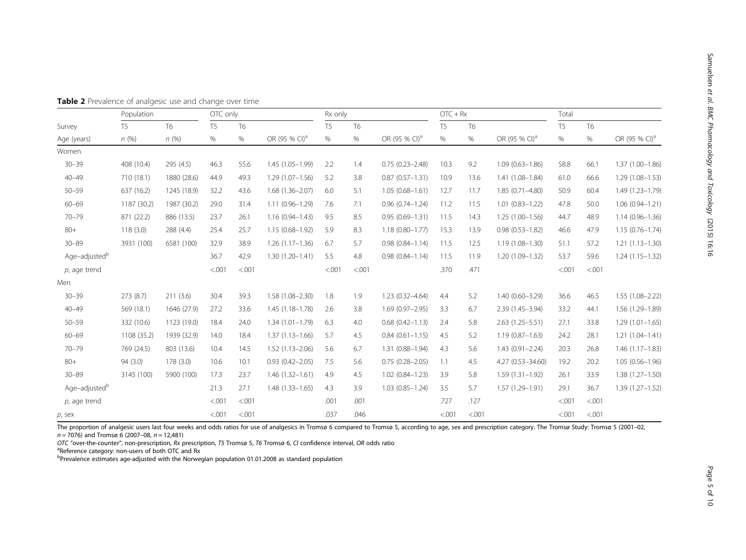**Table 2** Prevalence of analgesic use and change over time

| | Population | | OTC only | | | Rx only | | | OTC + Rx | | | Total | | |
|---|---|---|---|---|---|---|---|---|---|---|---|---|---|---|
| Survey | T5 | T6 | T5 | T6 | | T5 | T6 | | T5 | T6 | | T5 | T6 | |
| Age (years) | *n* (%) | *n* (%) | % | % | OR (95 % CI)[a] | % | % | OR (95 % CI)[a] | % | % | OR (95 % CI)[a] | % | % | OR (95 % CI)[a] |
| Women | | | | | | | | | | | | | | |
| 30–39 | 408 (10.4) | 295 (4.5) | 46.3 | 55.6 | 1.45 (1.05–1.99) | 2.2 | 1.4 | 0.75 (0.23–2.48) | 10.3 | 9.2 | 1.09 (0.63–1.86) | 58.8 | 66.1 | 1.37 (1.00–1.86) |
| 40–49 | 710 (18.1) | 1880 (28.6) | 44.9 | 49.3 | 1.29 (1.07–1.56) | 5.2 | 3.8 | 0.87 (0.57–1.31) | 10.9 | 13.6 | 1.41 (1.08–1.84) | 61.0 | 66.6 | 1.29 (1.08–1.53) |
| 50–59 | 637 (16.2) | 1245 (18.9) | 32.2 | 43.6 | 1.68 (1.36–2.07) | 6.0 | 5.1 | 1.05 (0.68–1.61) | 12.7 | 11.7 | 1.85 (0.71–4.80) | 50.9 | 60.4 | 1.49 (1.23–1.79) |
| 60–69 | 1187 (30.2) | 1987 (30.2) | 29.0 | 31.4 | 1.11 (0.96–1.29) | 7.6 | 7.1 | 0.96 (0.74–1.24) | 11.2 | 11.5 | 1.01 (0.83–1.22) | 47.8 | 50.0 | 1.06 (0.94–1.21) |
| 70–79 | 871 (22.2) | 886 (13.5) | 23.7 | 26.1 | 1.16 (0.94–1.43) | 9.5 | 8.5 | 0.95 (0.69–1.31) | 11.5 | 14.3 | 1.25 (1.00–1.56) | 44.7 | 48.9 | 1.14 (0.96–1.36) |
| 80+ | 118 (3.0) | 288 (4.4) | 25.4 | 25.7 | 1.15 (0.68–1.92) | 5.9 | 8.3 | 1.18 (0.80–1.77) | 15.3 | 13.9 | 0.98 (0.53–1.82) | 46.6 | 47.9 | 1.15 (0.76–1.74) |
| 30–89 | 3931 (100) | 6581 (100) | 32.9 | 38.9 | 1.26 (1.17–1.36) | 6.7 | 5.7 | 0.98 (0.84–1.14) | 11.5 | 12.5 | 1.19 (1.08–1.30) | 51.1 | 57.2 | 1.21 (1.13–1.30) |
| Age–adjusted[b] | | | 36.7 | 42.9 | 1.30 (1.20–1.41) | 5.5 | 4.8 | 0.98 (0.84–1.14) | 11.5 | 11.9 | 1.20 (1.09–1.32) | 53.7 | 59.6 | 1.24 (1.15–1.32) |
| *p*, age trend | | | <.001 | <.001 | | <.001 | <.001 | | .370 | .471 | | <.001 | <.001 | |
| Men | | | | | | | | | | | | | | |
| 30–39 | 273 (8.7) | 211 (3.6) | 30.4 | 39.3 | 1.58 (1.08–2.30) | 1.8 | 1.9 | 1.23 (0.32–4.64) | 4.4 | 5.2 | 1.40 (0.60–3.29) | 36.6 | 46.5 | 1.55 (1.08–2.22) |
| 40–49 | 569 (18.1) | 1646 (27.9) | 27.2 | 33.6 | 1.45 (1.18–1.78) | 2.6 | 3.8 | 1.69 (0.97–2.95) | 3.3 | 6.7 | 2.39 (1.45–3.94) | 33.2 | 44.1 | 1.56 (1.29–1.89) |
| 50–59 | 332 (10.6) | 1123 (19.0) | 18.4 | 24.0 | 1.34 (1.01–1.79) | 6.3 | 4.0 | 0.68 (0.42–1.13) | 2.4 | 5.8 | 2.63 (1.25–5.51) | 27.1 | 33.8 | 1.29 (1.01–1.65) |
| 60–69 | 1108 (35.2) | 1939 (32.9) | 14.0 | 18.4 | 1.37 (1.13–1.66) | 5.7 | 4.5 | 0.84 (0.61–1.15) | 4.5 | 5.2 | 1.19 (0.87–1.63) | 24.2 | 28.1 | 1.21 (1.04–1.41) |
| 70–79 | 769 (24.5) | 803 (13.6) | 10.4 | 14.5 | 1.52 (1.13–2.06) | 5.6 | 6.7 | 1.31 (0.88–1.94) | 4.3 | 5.6 | 1.43 (0.91–2.24) | 20.3 | 26.8 | 1.46 (1.17–1.83) |
| 80+ | 94 (3.0) | 178 (3.0) | 10.6 | 10.1 | 0.93 (0.42–2.05) | 7.5 | 5.6 | 0.75 (0.28–2.05) | 1.1 | 4.5 | 4.27 (0.53–34.60) | 19.2 | 20.2 | 1.05 (0.56–1.96) |
| 30–89 | 3145 (100) | 5900 (100) | 17.3 | 23.7 | 1.46 (1.32–1.61) | 4.9 | 4.5 | 1.02 (0.84–1.23) | 3.9 | 5.8 | 1.59 (1.31–1.92) | 26.1 | 33.9 | 1.38 (1.27–1.50) |
| Age–adjusted[b] | | | 21.3 | 27.1 | 1.48 (1.33–1.65) | 4.3 | 3.9 | 1.03 (0.85–1.24) | 3.5 | 5.7 | 1.57 (1.29–1.91) | 29.1 | 36.7 | 1.39 (1.27–1.52) |
| *p*, age trend | | | <.001 | <.001 | | .001 | .001 | | .727 | .127 | | <.001 | <.001 | |
| *p*, sex | | | <.001 | <.001 | | .037 | .046 | | <.001 | <.001 | | <.001 | <.001 | |

The proportion of analgesic users last four weeks and odds ratios for use of analgesics in Tromsø 6 compared to Tromsø 5, according to age, sex and prescription category. The Tromsø Study: Tromsø 5 (2001–02, $n = 7076$) and Tromsø 6 (2007–08, $n = 12{,}481$)

*OTC* "over-the-counter", non-prescription, *Rx* prescription, *T5* Tromsø 5, *T6* Tromsø 6, *CI* confidence interval, *OR* odds ratio

[a]Reference category: non-users of both OTC and Rx

[b]Prevalence estimates age-adjusted with the Norwegian population 01.01.2008 as standard population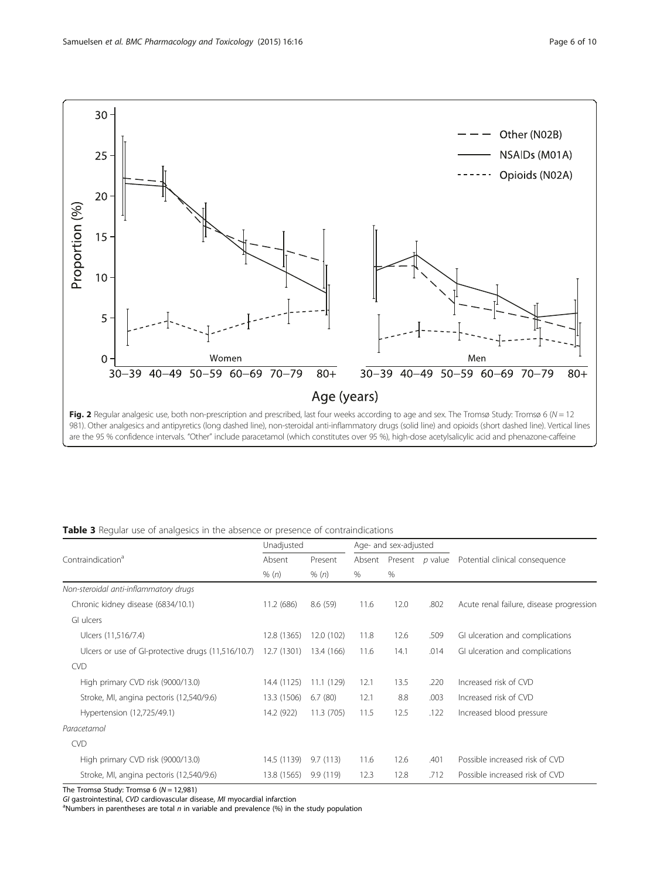**Fig. 2** Regular analgesic use, both non-prescription and prescribed, last four weeks according to age and sex. The Tromsø Study: Tromsø 6 ($N = 12$ 981). Other analgesics and antipyretics (long dashed line), non-steroidal anti-inflammatory drugs (solid line) and opioids (short dashed line). Vertical lines are the 95 % confidence intervals. "Other" include paracetamol (which constitutes over 95 %), high-dose acetylsalicylic acid and phenazone-caffeine

**Table 3** Regular use of analgesics in the absence or presence of contraindications

| Contraindication[a] | Unadjusted | | Age- and sex-adjusted | | | Potential clinical consequence |
|---|---|---|---|---|---|---|
| | Absent | Present | Absent | Present | *p* value | |
| | % (*n*) | % (*n*) | % | % | | |
| *Non-steroidal anti-inflammatory drugs* | | | | | | |
| Chronic kidney disease (6834/10.1) | 11.2 (686) | 8.6 (59) | 11.6 | 12.0 | .802 | Acute renal failure, disease progression |
| GI ulcers | | | | | | |
| Ulcers (11,516/7.4) | 12.8 (1365) | 12.0 (102) | 11.8 | 12.6 | .509 | GI ulceration and complications |
| Ulcers or use of GI-protective drugs (11,516/10.7) | 12.7 (1301) | 13.4 (166) | 11.6 | 14.1 | .014 | GI ulceration and complications |
| CVD | | | | | | |
| High primary CVD risk (9000/13.0) | 14.4 (1125) | 11.1 (129) | 12.1 | 13.5 | .220 | Increased risk of CVD |
| Stroke, MI, angina pectoris (12,540/9.6) | 13.3 (1506) | 6.7 (80) | 12.1 | 8.8 | .003 | Increased risk of CVD |
| Hypertension (12,725/49.1) | 14.2 (922) | 11.3 (705) | 11.5 | 12.5 | .122 | Increased blood pressure |
| *Paracetamol* | | | | | | |
| CVD | | | | | | |
| High primary CVD risk (9000/13.0) | 14.5 (1139) | 9.7 (113) | 11.6 | 12.6 | .401 | Possible increased risk of CVD |
| Stroke, MI, angina pectoris (12,540/9.6) | 13.8 (1565) | 9.9 (119) | 12.3 | 12.8 | .712 | Possible increased risk of CVD |

The Tromsø Study: Tromsø 6 ($N = 12,981$)

*GI* gastrointestinal, *CVD* cardiovascular disease, *MI* myocardial infarction

[a]Numbers in parentheses are total *n* in variable and prevalence (%) in the study population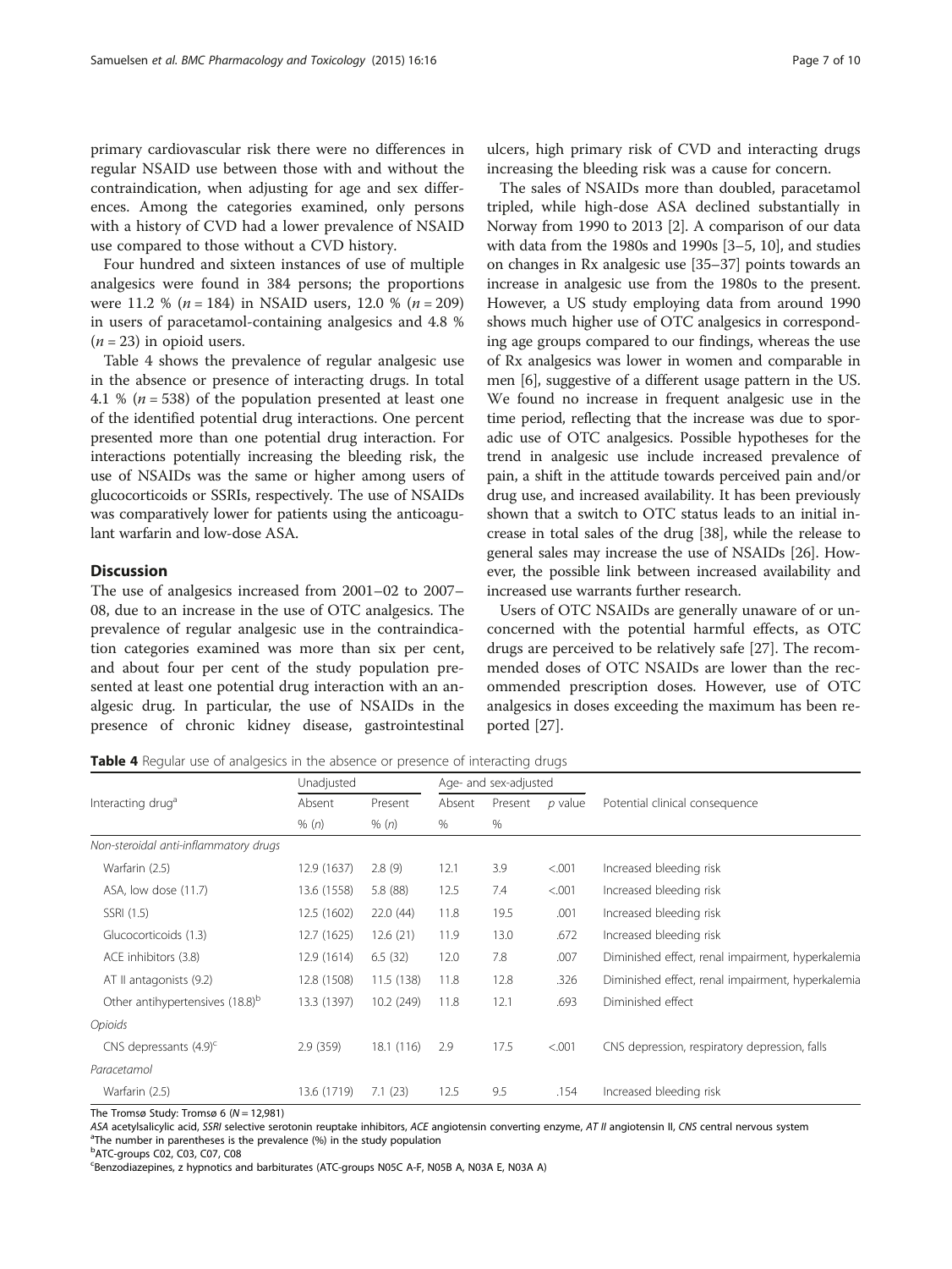primary cardiovascular risk there were no differences in regular NSAID use between those with and without the contraindication, when adjusting for age and sex differences. Among the categories examined, only persons with a history of CVD had a lower prevalence of NSAID use compared to those without a CVD history.

Four hundred and sixteen instances of use of multiple analgesics were found in 384 persons; the proportions were 11.2 % ($n = 184$) in NSAID users, 12.0 % ($n = 209$) in users of paracetamol-containing analgesics and 4.8 % ($n = 23$) in opioid users.

Table 4 shows the prevalence of regular analgesic use in the absence or presence of interacting drugs. In total 4.1 % ($n = 538$) of the population presented at least one of the identified potential drug interactions. One percent presented more than one potential drug interaction. For interactions potentially increasing the bleeding risk, the use of NSAIDs was the same or higher among users of glucocorticoids or SSRIs, respectively. The use of NSAIDs was comparatively lower for patients using the anticoagulant warfarin and low-dose ASA.

## Discussion

The use of analgesics increased from 2001–02 to 2007–08, due to an increase in the use of OTC analgesics. The prevalence of regular analgesic use in the contraindication categories examined was more than six per cent, and about four per cent of the study population presented at least one potential drug interaction with an analgesic drug. In particular, the use of NSAIDs in the presence of chronic kidney disease, gastrointestinal ulcers, high primary risk of CVD and interacting drugs increasing the bleeding risk was a cause for concern.

The sales of NSAIDs more than doubled, paracetamol tripled, while high-dose ASA declined substantially in Norway from 1990 to 2013 [2]. A comparison of our data with data from the 1980s and 1990s [3–5, 10], and studies on changes in Rx analgesic use [35–37] points towards an increase in analgesic use from the 1980s to the present. However, a US study employing data from around 1990 shows much higher use of OTC analgesics in corresponding age groups compared to our findings, whereas the use of Rx analgesics was lower in women and comparable in men [6], suggestive of a different usage pattern in the US. We found no increase in frequent analgesic use in the time period, reflecting that the increase was due to sporadic use of OTC analgesics. Possible hypotheses for the trend in analgesic use include increased prevalence of pain, a shift in the attitude towards perceived pain and/or drug use, and increased availability. It has been previously shown that a switch to OTC status leads to an initial increase in total sales of the drug [38], while the release to general sales may increase the use of NSAIDs [26]. However, the possible link between increased availability and increased use warrants further research.

Users of OTC NSAIDs are generally unaware of or unconcerned with the potential harmful effects, as OTC drugs are perceived to be relatively safe [27]. The recommended doses of OTC NSAIDs are lower than the recommended prescription doses. However, use of OTC analgesics in doses exceeding the maximum has been reported [27].

**Table 4** Regular use of analgesics in the absence or presence of interacting drugs

| Interacting drug[a] | Unadjusted | | Age- and sex-adjusted | | | Potential clinical consequence |
|---|---|---|---|---|---|---|
| | Absent | Present | Absent | Present | *p* value | |
| | % (*n*) | % (*n*) | % | % | | |
| *Non-steroidal anti-inflammatory drugs* | | | | | | |
| Warfarin (2.5) | 12.9 (1637) | 2.8 (9) | 12.1 | 3.9 | <.001 | Increased bleeding risk |
| ASA, low dose (11.7) | 13.6 (1558) | 5.8 (88) | 12.5 | 7.4 | <.001 | Increased bleeding risk |
| SSRI (1.5) | 12.5 (1602) | 22.0 (44) | 11.8 | 19.5 | .001 | Increased bleeding risk |
| Glucocorticoids (1.3) | 12.7 (1625) | 12.6 (21) | 11.9 | 13.0 | .672 | Increased bleeding risk |
| ACE inhibitors (3.8) | 12.9 (1614) | 6.5 (32) | 12.0 | 7.8 | .007 | Diminished effect, renal impairment, hyperkalemia |
| AT II antagonists (9.2) | 12.8 (1508) | 11.5 (138) | 11.8 | 12.8 | .326 | Diminished effect, renal impairment, hyperkalemia |
| Other antihypertensives (18.8)[b] | 13.3 (1397) | 10.2 (249) | 11.8 | 12.1 | .693 | Diminished effect |
| *Opioids* | | | | | | |
| CNS depressants (4.9)[c] | 2.9 (359) | 18.1 (116) | 2.9 | 17.5 | <.001 | CNS depression, respiratory depression, falls |
| *Paracetamol* | | | | | | |
| Warfarin (2.5) | 13.6 (1719) | 7.1 (23) | 12.5 | 9.5 | .154 | Increased bleeding risk |

The Tromsø Study: Tromsø 6 ($N = 12{,}981$)

*ASA* acetylsalicylic acid, *SSRI* selective serotonin reuptake inhibitors, *ACE* angiotensin converting enzyme, *AT II* angiotensin II, *CNS* central nervous system

[a]The number in parentheses is the prevalence (%) in the study population

[b]ATC-groups C02, C03, C07, C08

[c]Benzodiazepines, z hypnotics and barbiturates (ATC-groups N05C A-F, N05B A, N03A E, N03A A)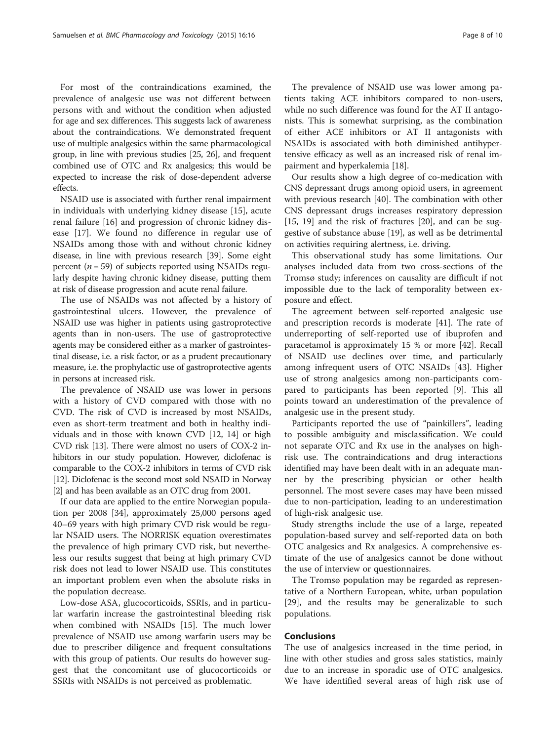For most of the contraindications examined, the prevalence of analgesic use was not different between persons with and without the condition when adjusted for age and sex differences. This suggests lack of awareness about the contraindications. We demonstrated frequent use of multiple analgesics within the same pharmacological group, in line with previous studies [25, 26], and frequent combined use of OTC and Rx analgesics; this would be expected to increase the risk of dose-dependent adverse effects.

NSAID use is associated with further renal impairment in individuals with underlying kidney disease [15], acute renal failure [16] and progression of chronic kidney disease [17]. We found no difference in regular use of NSAIDs among those with and without chronic kidney disease, in line with previous research [39]. Some eight percent ($n = 59$) of subjects reported using NSAIDs regularly despite having chronic kidney disease, putting them at risk of disease progression and acute renal failure.

The use of NSAIDs was not affected by a history of gastrointestinal ulcers. However, the prevalence of NSAID use was higher in patients using gastroprotective agents than in non-users. The use of gastroprotective agents may be considered either as a marker of gastrointestinal disease, i.e. a risk factor, or as a prudent precautionary measure, i.e. the prophylactic use of gastroprotective agents in persons at increased risk.

The prevalence of NSAID use was lower in persons with a history of CVD compared with those with no CVD. The risk of CVD is increased by most NSAIDs, even as short-term treatment and both in healthy individuals and in those with known CVD [12, 14] or high CVD risk [13]. There were almost no users of COX-2 inhibitors in our study population. However, diclofenac is comparable to the COX-2 inhibitors in terms of CVD risk [12]. Diclofenac is the second most sold NSAID in Norway [2] and has been available as an OTC drug from 2001.

If our data are applied to the entire Norwegian population per 2008 [34], approximately 25,000 persons aged 40–69 years with high primary CVD risk would be regular NSAID users. The NORRISK equation overestimates the prevalence of high primary CVD risk, but nevertheless our results suggest that being at high primary CVD risk does not lead to lower NSAID use. This constitutes an important problem even when the absolute risks in the population decrease.

Low-dose ASA, glucocorticoids, SSRIs, and in particular warfarin increase the gastrointestinal bleeding risk when combined with NSAIDs [15]. The much lower prevalence of NSAID use among warfarin users may be due to prescriber diligence and frequent consultations with this group of patients. Our results do however suggest that the concomitant use of glucocorticoids or SSRIs with NSAIDs is not perceived as problematic.

The prevalence of NSAID use was lower among patients taking ACE inhibitors compared to non-users, while no such difference was found for the AT II antagonists. This is somewhat surprising, as the combination of either ACE inhibitors or AT II antagonists with NSAIDs is associated with both diminished antihypertensive efficacy as well as an increased risk of renal impairment and hyperkalemia [18].

Our results show a high degree of co-medication with CNS depressant drugs among opioid users, in agreement with previous research [40]. The combination with other CNS depressant drugs increases respiratory depression [15, 19] and the risk of fractures [20], and can be suggestive of substance abuse [19], as well as be detrimental on activities requiring alertness, i.e. driving.

This observational study has some limitations. Our analyses included data from two cross-sections of the Tromsø study; inferences on causality are difficult if not impossible due to the lack of temporality between exposure and effect.

The agreement between self-reported analgesic use and prescription records is moderate [41]. The rate of underreporting of self-reported use of ibuprofen and paracetamol is approximately 15 % or more [42]. Recall of NSAID use declines over time, and particularly among infrequent users of OTC NSAIDs [43]. Higher use of strong analgesics among non-participants compared to participants has been reported [9]. This all points toward an underestimation of the prevalence of analgesic use in the present study.

Participants reported the use of "painkillers", leading to possible ambiguity and misclassification. We could not separate OTC and Rx use in the analyses on high-risk use. The contraindications and drug interactions identified may have been dealt with in an adequate manner by the prescribing physician or other health personnel. The most severe cases may have been missed due to non-participation, leading to an underestimation of high-risk analgesic use.

Study strengths include the use of a large, repeated population-based survey and self-reported data on both OTC analgesics and Rx analgesics. A comprehensive estimate of the use of analgesics cannot be done without the use of interview or questionnaires.

The Tromsø population may be regarded as representative of a Northern European, white, urban population [29], and the results may be generalizable to such populations.

## Conclusions

The use of analgesics increased in the time period, in line with other studies and gross sales statistics, mainly due to an increase in sporadic use of OTC analgesics. We have identified several areas of high risk use of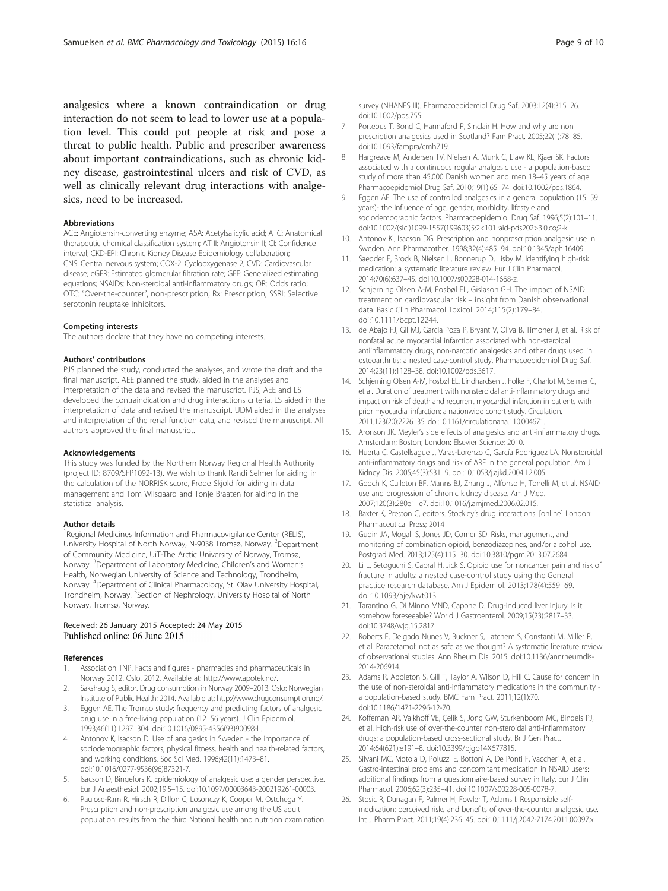analgesics where a known contraindication or drug interaction do not seem to lead to lower use at a population level. This could put people at risk and pose a threat to public health. Public and prescriber awareness about important contraindications, such as chronic kidney disease, gastrointestinal ulcers and risk of CVD, as well as clinically relevant drug interactions with analgesics, need to be increased.

#### Abbreviations

ACE: Angiotensin-converting enzyme; ASA: Acetylsalicylic acid; ATC: Anatomical therapeutic chemical classification system; AT II: Angiotensin II; CI: Confidence interval; CKD-EPI: Chronic Kidney Disease Epidemiology collaboration; CNS: Central nervous system; COX-2: Cyclooxygenase 2; CVD: Cardiovascular disease; eGFR: Estimated glomerular filtration rate; GEE: Generalized estimating equations; NSAIDs: Non-steroidal anti-inflammatory drugs; OR: Odds ratio; OTC: "Over-the-counter", non-prescription; Rx: Prescription; SSRI: Selective serotonin reuptake inhibitors.

#### Competing interests

The authors declare that they have no competing interests.

#### Authors' contributions

PJS planned the study, conducted the analyses, and wrote the draft and the final manuscript. AEE planned the study, aided in the analyses and interpretation of the data and revised the manuscript. PJS, AEE and LS developed the contraindication and drug interactions criteria. LS aided in the interpretation of data and revised the manuscript. UDM aided in the analyses and interpretation of the renal function data, and revised the manuscript. All authors approved the final manuscript.

#### Acknowledgements

This study was funded by the Northern Norway Regional Health Authority (project ID: 8709/SFP1092-13). We wish to thank Randi Selmer for aiding in the calculation of the NORRISK score, Frode Skjold for aiding in data management and Tom Wilsgaard and Tonje Braaten for aiding in the statistical analysis.

#### Author details

[1]Regional Medicines Information and Pharmacovigilance Center (RELIS), University Hospital of North Norway, N-9038 Tromsø, Norway. [2]Department of Community Medicine, UiT-The Arctic University of Norway, Tromsø, Norway. [3]Department of Laboratory Medicine, Children's and Women's Health, Norwegian University of Science and Technology, Trondheim, Norway. [4]Department of Clinical Pharmacology, St. Olav University Hospital, Trondheim, Norway. [5]Section of Nephrology, University Hospital of North Norway, Tromsø, Norway.

Received: 26 January 2015 Accepted: 24 May 2015
Published online: 06 June 2015

#### References

1. Association TNP. Facts and figures - pharmacies and pharmaceuticals in Norway 2012. Oslo. 2012. Available at: http://www.apotek.no/.
2. Sakshaug S, editor. Drug consumption in Norway 2009–2013. Oslo: Norwegian Institute of Public Health; 2014. Available at: http://www.drugconsumption.no/.
3. Eggen AE. The Tromso study: frequency and predicting factors of analgesic drug use in a free-living population (12–56 years). J Clin Epidemiol. 1993;46(11):1297–304. doi:10.1016/0895-4356(93)90098-L.
4. Antonov K, Isacson D. Use of analgesics in Sweden - the importance of sociodemographic factors, physical fitness, health and health-related factors, and working conditions. Soc Sci Med. 1996;42(11):1473–81. doi:10.1016/0277-9536(96)87321-7.
5. Isacson D, Bingefors K. Epidemiology of analgesic use: a gender perspective. Eur J Anaesthesiol. 2002;19:5–15. doi:10.1097/00003643-200219261-00003.
6. Paulose-Ram R, Hirsch R, Dillon C, Losonczy K, Cooper M, Ostchega Y. Prescription and non-prescription analgesic use among the US adult population: results from the third National health and nutrition examination survey (NHANES III). Pharmacoepidemiol Drug Saf. 2003;12(4):315–26. doi:10.1002/pds.755.
7. Porteous T, Bond C, Hannaford P, Sinclair H. How and why are non–prescription analgesics used in Scotland? Fam Pract. 2005;22(1):78–85. doi:10.1093/fampra/cmh719.
8. Hargreave M, Andersen TV, Nielsen A, Munk C, Liaw KL, Kjaer SK. Factors associated with a continuous regular analgesic use - a population-based study of more than 45,000 Danish women and men 18–45 years of age. Pharmacoepidemiol Drug Saf. 2010;19(1):65–74. doi:10.1002/pds.1864.
9. Eggen AE. The use of controlled analgesics in a general population (15–59 years)- the influence of age, gender, morbidity, lifestyle and sociodemographic factors. Pharmacoepidemiol Drug Saf. 1996;5(2):101–11. doi:10.1002/(sici)1099-1557(199603)5:2<101::aid-pds202>3.0.co;2-k.
10. Antonov KI, Isacson DG. Prescription and nonprescription analgesic use in Sweden. Ann Pharmacother. 1998;32(4):485–94. doi:10.1345/aph.16409.
11. Saedder E, Brock B, Nielsen L, Bonnerup D, Lisby M. Identifying high-risk medication: a systematic literature review. Eur J Clin Pharmacol. 2014;70(6):637–45. doi:10.1007/s00228-014-1668-z.
12. Schjerning Olsen A-M, Fosbøl EL, Gislason GH. The impact of NSAID treatment on cardiovascular risk – insight from Danish observational data. Basic Clin Pharmacol Toxicol. 2014;115(2):179–84. doi:10.1111/bcpt.12244.
13. de Abajo FJ, Gil MJ, Garcia Poza P, Bryant V, Oliva B, Timoner J, et al. Risk of nonfatal acute myocardial infarction associated with non-steroidal antiinflammatory drugs, non-narcotic analgesics and other drugs used in osteoarthritis: a nested case-control study. Pharmacoepidemiol Drug Saf. 2014;23(11):1128–38. doi:10.1002/pds.3617.
14. Schjerning Olsen A-M, Fosbøl EL, Lindhardsen J, Folke F, Charlot M, Selmer C, et al. Duration of treatment with nonsteroidal anti-inflammatory drugs and impact on risk of death and recurrent myocardial infarction in patients with prior myocardial infarction: a nationwide cohort study. Circulation. 2011;123(20):2226–35. doi:10.1161/circulationaha.110.004671.
15. Aronson JK. Meyler's side effects of analgesics and anti-inflammatory drugs. Amsterdam; Boston; London: Elsevier Science; 2010.
16. Huerta C, Castellsague J, Varas-Lorenzo C, García Rodríguez LA. Nonsteroidal anti-inflammatory drugs and risk of ARF in the general population. Am J Kidney Dis. 2005;45(3):531–9. doi:10.1053/j.ajkd.2004.12.005.
17. Gooch K, Culleton BF, Manns BJ, Zhang J, Alfonso H, Tonelli M, et al. NSAID use and progression of chronic kidney disease. Am J Med. 2007;120(3):280e1–e7. doi:10.1016/j.amjmed.2006.02.015.
18. Baxter K, Preston C, editors. Stockley's drug interactions. [online] London: Pharmaceutical Press; 2014
19. Gudin JA, Mogali S, Jones JD, Comer SD. Risks, management, and monitoring of combination opioid, benzodiazepines, and/or alcohol use. Postgrad Med. 2013;125(4):115–30. doi:10.3810/pgm.2013.07.2684.
20. Li L, Setoguchi S, Cabral H, Jick S. Opioid use for noncancer pain and risk of fracture in adults: a nested case-control study using the General practice research database. Am J Epidemiol. 2013;178(4):559–69. doi:10.1093/aje/kwt013.
21. Tarantino G, Di Minno MND, Capone D. Drug-induced liver injury: is it somehow foreseeable? World J Gastroenterol. 2009;15(23):2817–33. doi:10.3748/wjg.15.2817.
22. Roberts E, Delgado Nunes V, Buckner S, Latchem S, Constanti M, Miller P, et al. Paracetamol: not as safe as we thought? A systematic literature review of observational studies. Ann Rheum Dis. 2015. doi:10.1136/annrheumdis-2014-206914.
23. Adams R, Appleton S, Gill T, Taylor A, Wilson D, Hill C. Cause for concern in the use of non-steroidal anti-inflammatory medications in the community - a population-based study. BMC Fam Pract. 2011;12(1):70. doi:10.1186/1471-2296-12-70.
24. Koffeman AR, Valkhoff VE, Çelik S, Jong GW, Sturkenboom MC, Bindels PJ, et al. High-risk use of over-the-counter non-steroidal anti-inflammatory drugs: a population-based cross-sectional study. Br J Gen Pract. 2014;64(621):e191–8. doi:10.3399/bjgp14X677815.
25. Silvani MC, Motola D, Poluzzi E, Bottoni A, De Ponti F, Vaccheri A, et al. Gastro-intestinal problems and concomitant medication in NSAID users: additional findings from a questionnaire-based survey in Italy. Eur J Clin Pharmacol. 2006;62(3):235–41. doi:10.1007/s00228-005-0078-7.
26. Stosic R, Dunagan F, Palmer H, Fowler T, Adams I. Responsible self-medication: perceived risks and benefits of over-the-counter analgesic use. Int J Pharm Pract. 2011;19(4):236–45. doi:10.1111/j.2042-7174.2011.00097.x.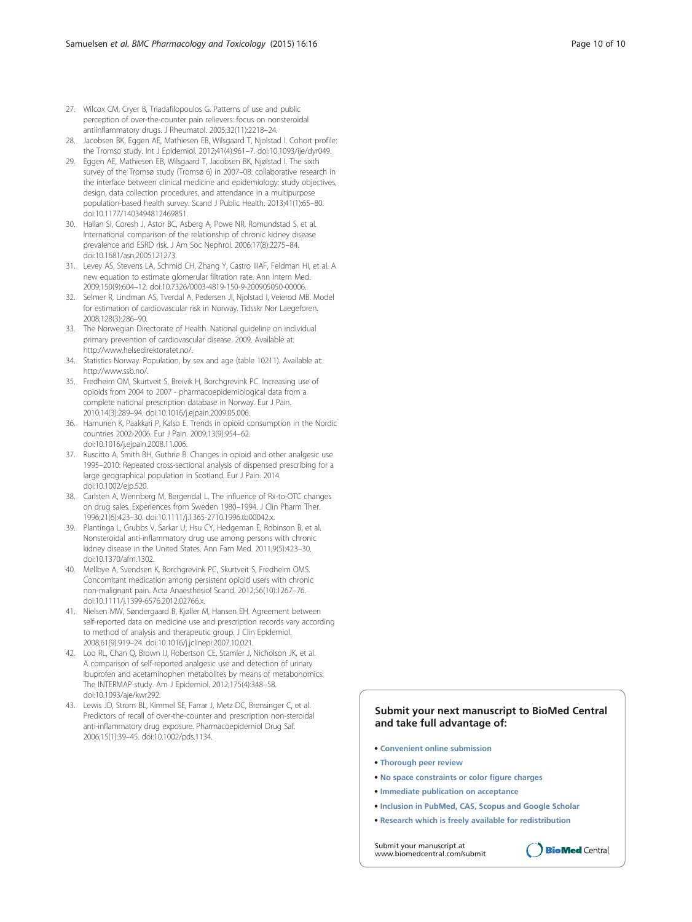27. Wilcox CM, Cryer B, Triadafilopoulos G. Patterns of use and public perception of over-the-counter pain relievers: focus on nonsteroidal antiinflammatory drugs. J Rheumatol. 2005;32(11):2218–24.
28. Jacobsen BK, Eggen AE, Mathiesen EB, Wilsgaard T, Njolstad I. Cohort profile: the Tromso study. Int J Epidemiol. 2012;41(4):961–7. doi:10.1093/ije/dyr049.
29. Eggen AE, Mathiesen EB, Wilsgaard T, Jacobsen BK, Njølstad I. The sixth survey of the Tromsø study (Tromsø 6) in 2007–08: collaborative research in the interface between clinical medicine and epidemiology: study objectives, design, data collection procedures, and attendance in a multipurpose population-based health survey. Scand J Public Health. 2013;41(1):65–80. doi:10.1177/1403494812469851.
30. Hallan SI, Coresh J, Astor BC, Asberg A, Powe NR, Romundstad S, et al. International comparison of the relationship of chronic kidney disease prevalence and ESRD risk. J Am Soc Nephrol. 2006;17(8):2275–84. doi:10.1681/asn.2005121273.
31. Levey AS, Stevens LA, Schmid CH, Zhang Y, Castro IIIAF, Feldman HI, et al. A new equation to estimate glomerular filtration rate. Ann Intern Med. 2009;150(9):604–12. doi:10.7326/0003-4819-150-9-200905050-00006.
32. Selmer R, Lindman AS, Tverdal A, Pedersen JI, Njolstad I, Veierod MB. Model for estimation of cardiovascular risk in Norway. Tidsskr Nor Laegeforen. 2008;128(3):286–90.
33. The Norwegian Directorate of Health. National guideline on individual primary prevention of cardiovascular disease. 2009. Available at: http://www.helsedirektoratet.no/.
34. Statistics Norway. Population, by sex and age (table 10211). Available at: http://www.ssb.no/.
35. Fredheim OM, Skurtveit S, Breivik H, Borchgrevink PC. Increasing use of opioids from 2004 to 2007 - pharmacoepidemiological data from a complete national prescription database in Norway. Eur J Pain. 2010;14(3):289–94. doi:10.1016/j.ejpain.2009.05.006.
36. Hamunen K, Paakkari P, Kalso E. Trends in opioid consumption in the Nordic countries 2002-2006. Eur J Pain. 2009;13(9):954–62. doi:10.1016/j.ejpain.2008.11.006.
37. Ruscitto A, Smith BH, Guthrie B. Changes in opioid and other analgesic use 1995–2010: Repeated cross-sectional analysis of dispensed prescribing for a large geographical population in Scotland. Eur J Pain. 2014. doi:10.1002/ejp.520.
38. Carlsten A, Wennberg M, Bergendal L. The influence of Rx-to-OTC changes on drug sales. Experiences from Sweden 1980–1994. J Clin Pharm Ther. 1996;21(6):423–30. doi:10.1111/j.1365-2710.1996.tb00042.x.
39. Plantinga L, Grubbs V, Sarkar U, Hsu CY, Hedgeman E, Robinson B, et al. Nonsteroidal anti-inflammatory drug use among persons with chronic kidney disease in the United States. Ann Fam Med. 2011;9(5):423–30. doi:10.1370/afm.1302.
40. Mellbye A, Svendsen K, Borchgrevink PC, Skurtveit S, Fredheim OMS. Concomitant medication among persistent opioid users with chronic non-malignant pain. Acta Anaesthesiol Scand. 2012;56(10):1267–76. doi:10.1111/j.1399-6576.2012.02766.x.
41. Nielsen MW, Søndergaard B, Kjøller M, Hansen EH. Agreement between self-reported data on medicine use and prescription records vary according to method of analysis and therapeutic group. J Clin Epidemiol. 2008;61(9):919–24. doi:10.1016/j.jclinepi.2007.10.021.
42. Loo RL, Chan Q, Brown IJ, Robertson CE, Stamler J, Nicholson JK, et al. A comparison of self-reported analgesic use and detection of urinary ibuprofen and acetaminophen metabolites by means of metabonomics: The INTERMAP study. Am J Epidemiol. 2012;175(4):348–58. doi:10.1093/aje/kwr292.
43. Lewis JD, Strom BL, Kimmel SE, Farrar J, Metz DC, Brensinger C, et al. Predictors of recall of over-the-counter and prescription non-steroidal anti-inflammatory drug exposure. Pharmacoepidemiol Drug Saf. 2006;15(1):39–45. doi:10.1002/pds.1134.

**Submit your next manuscript to BioMed Central and take full advantage of:**

- **Convenient online submission**
- **Thorough peer review**
- **No space constraints or color figure charges**
- **Immediate publication on acceptance**
- **Inclusion in PubMed, CAS, Scopus and Google Scholar**
- **Research which is freely available for redistribution**

Submit your manuscript at
www.biomedcentral.com/submit

BioMed Central